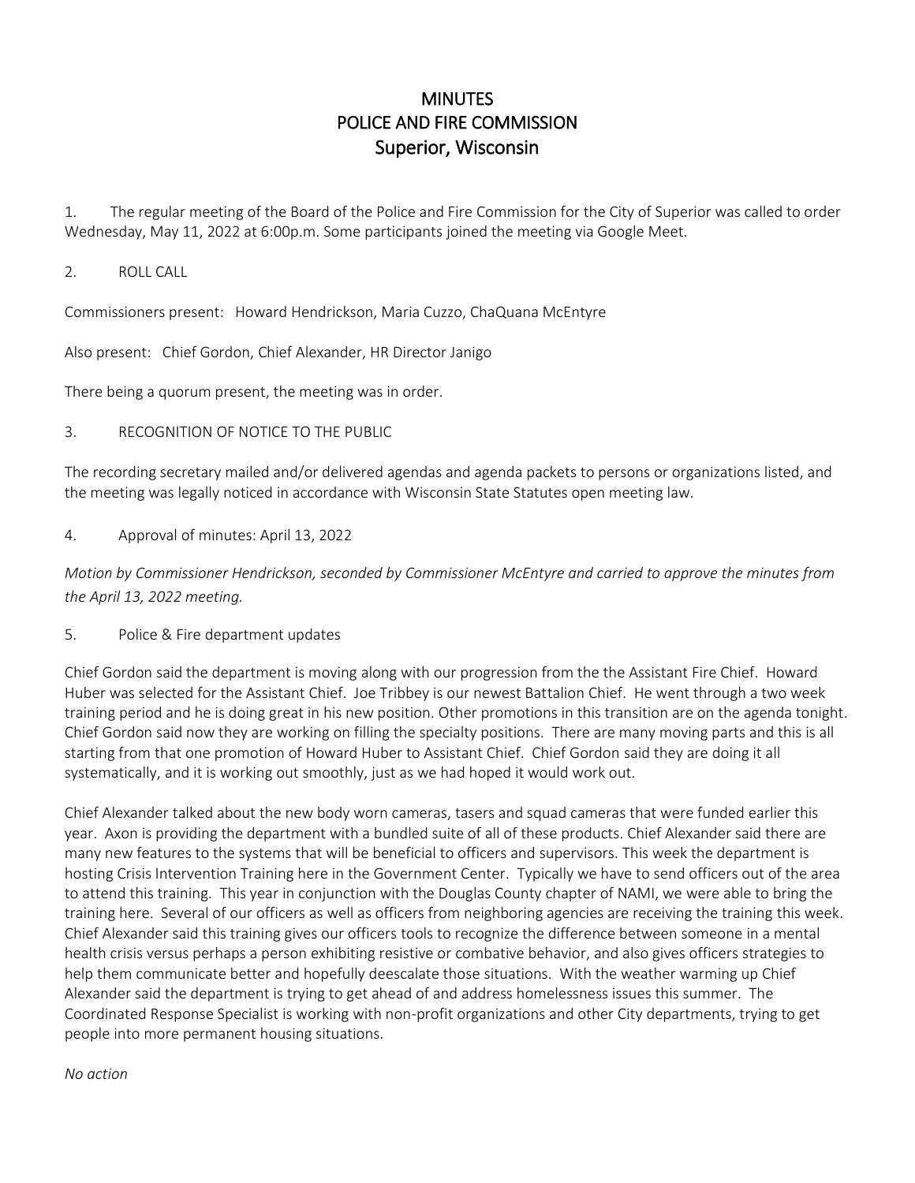# MINUTES
# POLICE AND FIRE COMMISSION
# Superior, Wisconsin

1. The regular meeting of the Board of the Police and Fire Commission for the City of Superior was called to order Wednesday, May 11, 2022 at 6:00p.m. Some participants joined the meeting via Google Meet.

2. ROLL CALL

Commissioners present: Howard Hendrickson, Maria Cuzzo, ChaQuana McEntyre

Also present: Chief Gordon, Chief Alexander, HR Director Janigo

There being a quorum present, the meeting was in order.

3. RECOGNITION OF NOTICE TO THE PUBLIC

The recording secretary mailed and/or delivered agendas and agenda packets to persons or organizations listed, and the meeting was legally noticed in accordance with Wisconsin State Statutes open meeting law.

4. Approval of minutes: April 13, 2022

*Motion by Commissioner Hendrickson, seconded by Commissioner McEntyre and carried to approve the minutes from the April 13, 2022 meeting.*

5. Police & Fire department updates

Chief Gordon said the department is moving along with our progression from the the Assistant Fire Chief. Howard Huber was selected for the Assistant Chief. Joe Tribbey is our newest Battalion Chief. He went through a two week training period and he is doing great in his new position. Other promotions in this transition are on the agenda tonight. Chief Gordon said now they are working on filling the specialty positions. There are many moving parts and this is all starting from that one promotion of Howard Huber to Assistant Chief. Chief Gordon said they are doing it all systematically, and it is working out smoothly, just as we had hoped it would work out.

Chief Alexander talked about the new body worn cameras, tasers and squad cameras that were funded earlier this year. Axon is providing the department with a bundled suite of all of these products. Chief Alexander said there are many new features to the systems that will be beneficial to officers and supervisors. This week the department is hosting Crisis Intervention Training here in the Government Center. Typically we have to send officers out of the area to attend this training. This year in conjunction with the Douglas County chapter of NAMI, we were able to bring the training here. Several of our officers as well as officers from neighboring agencies are receiving the training this week. Chief Alexander said this training gives our officers tools to recognize the difference between someone in a mental health crisis versus perhaps a person exhibiting resistive or combative behavior, and also gives officers strategies to help them communicate better and hopefully deescalate those situations. With the weather warming up Chief Alexander said the department is trying to get ahead of and address homelessness issues this summer. The Coordinated Response Specialist is working with non-profit organizations and other City departments, trying to get people into more permanent housing situations.

*No action*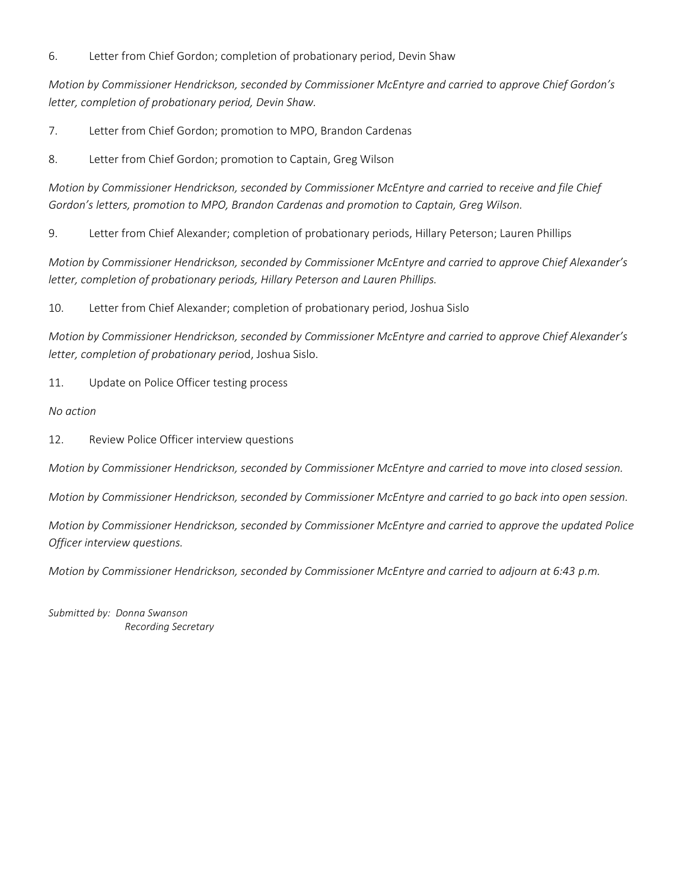6. Letter from Chief Gordon; completion of probationary period, Devin Shaw

*Motion by Commissioner Hendrickson, seconded by Commissioner McEntyre and carried to approve Chief Gordon's letter, completion of probationary period, Devin Shaw.*

7. Letter from Chief Gordon; promotion to MPO, Brandon Cardenas

8. Letter from Chief Gordon; promotion to Captain, Greg Wilson

*Motion by Commissioner Hendrickson, seconded by Commissioner McEntyre and carried to receive and file Chief Gordon's letters, promotion to MPO, Brandon Cardenas and promotion to Captain, Greg Wilson.*

9. Letter from Chief Alexander; completion of probationary periods, Hillary Peterson; Lauren Phillips

*Motion by Commissioner Hendrickson, seconded by Commissioner McEntyre and carried to approve Chief Alexander's letter, completion of probationary periods, Hillary Peterson and Lauren Phillips.*

10. Letter from Chief Alexander; completion of probationary period, Joshua Sislo

*Motion by Commissioner Hendrickson, seconded by Commissioner McEntyre and carried to approve Chief Alexander's letter, completion of probationary peri*od, Joshua Sislo.

11. Update on Police Officer testing process

*No action*

12. Review Police Officer interview questions

*Motion by Commissioner Hendrickson, seconded by Commissioner McEntyre and carried to move into closed session.*

*Motion by Commissioner Hendrickson, seconded by Commissioner McEntyre and carried to go back into open session.*

*Motion by Commissioner Hendrickson, seconded by Commissioner McEntyre and carried to approve the updated Police Officer interview questions.*

*Motion by Commissioner Hendrickson, seconded by Commissioner McEntyre and carried to adjourn at 6:43 p.m.*

*Submitted by: Donna Swanson*
*Recording Secretary*